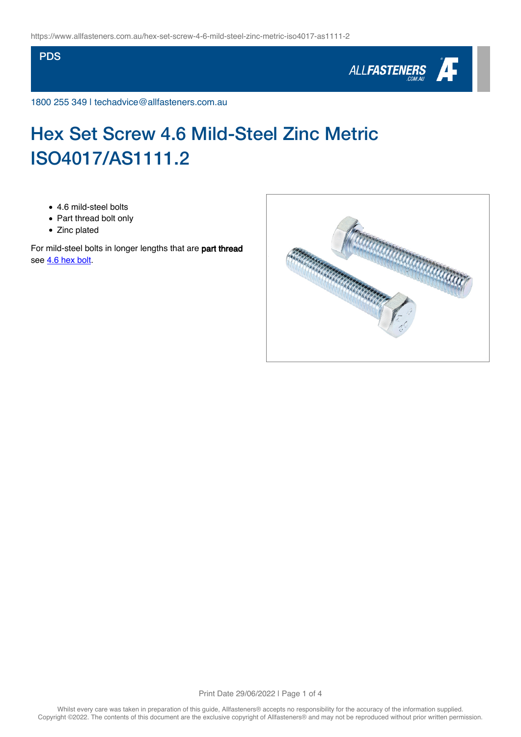PDS

1800 255 349 | techadvice@allfasteners.com.au

# Hex Set Screw 4.6 Mild-Steel Zinc Metric ISO4017/AS1111.2

- 4.6 mild-steel bolts
- Part thread bolt only
- Zinc plated

For mild-steel bolts in longer lengths that are **part thread** see [4.6 hex bolt](#).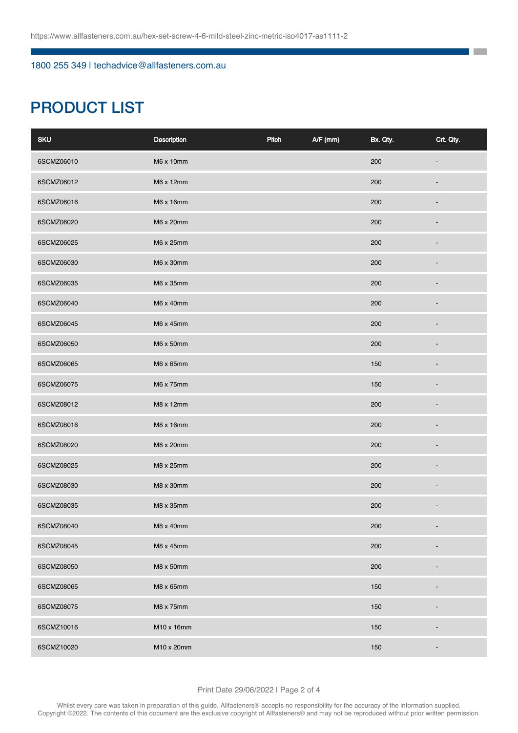https://www.allfasteners.com.au/hex-set-screw-4-6-mild-steel-zinc-metric-iso4017-as1111-2

1800 255 349 | techadvice@allfasteners.com.au

# PRODUCT LIST

| SKU | Description | Pitch | A/F (mm) | Bx. Qty. | Crt. Qty. |
|---|---|---|---|---|---|
| 6SCMZ06010 | M6 x 10mm | | | 200 | - |
| 6SCMZ06012 | M6 x 12mm | | | 200 | - |
| 6SCMZ06016 | M6 x 16mm | | | 200 | - |
| 6SCMZ06020 | M6 x 20mm | | | 200 | - |
| 6SCMZ06025 | M6 x 25mm | | | 200 | - |
| 6SCMZ06030 | M6 x 30mm | | | 200 | - |
| 6SCMZ06035 | M6 x 35mm | | | 200 | - |
| 6SCMZ06040 | M6 x 40mm | | | 200 | - |
| 6SCMZ06045 | M6 x 45mm | | | 200 | - |
| 6SCMZ06050 | M6 x 50mm | | | 200 | - |
| 6SCMZ06065 | M6 x 65mm | | | 150 | - |
| 6SCMZ06075 | M6 x 75mm | | | 150 | - |
| 6SCMZ08012 | M8 x 12mm | | | 200 | - |
| 6SCMZ08016 | M8 x 16mm | | | 200 | - |
| 6SCMZ08020 | M8 x 20mm | | | 200 | - |
| 6SCMZ08025 | M8 x 25mm | | | 200 | - |
| 6SCMZ08030 | M8 x 30mm | | | 200 | - |
| 6SCMZ08035 | M8 x 35mm | | | 200 | - |
| 6SCMZ08040 | M8 x 40mm | | | 200 | - |
| 6SCMZ08045 | M8 x 45mm | | | 200 | - |
| 6SCMZ08050 | M8 x 50mm | | | 200 | - |
| 6SCMZ08065 | M8 x 65mm | | | 150 | - |
| 6SCMZ08075 | M8 x 75mm | | | 150 | - |
| 6SCMZ10016 | M10 x 16mm | | | 150 | - |
| 6SCMZ10020 | M10 x 20mm | | | 150 | - |

Print Date 29/06/2022

Whilst every care was taken in preparation of this guide, Allfasteners® accepts no responsibility for the accuracy of the information supplied. Copyright ©2022. The contents of this document are the exclusive copyright of Allfasteners® and may not be reproduced without prior written permission.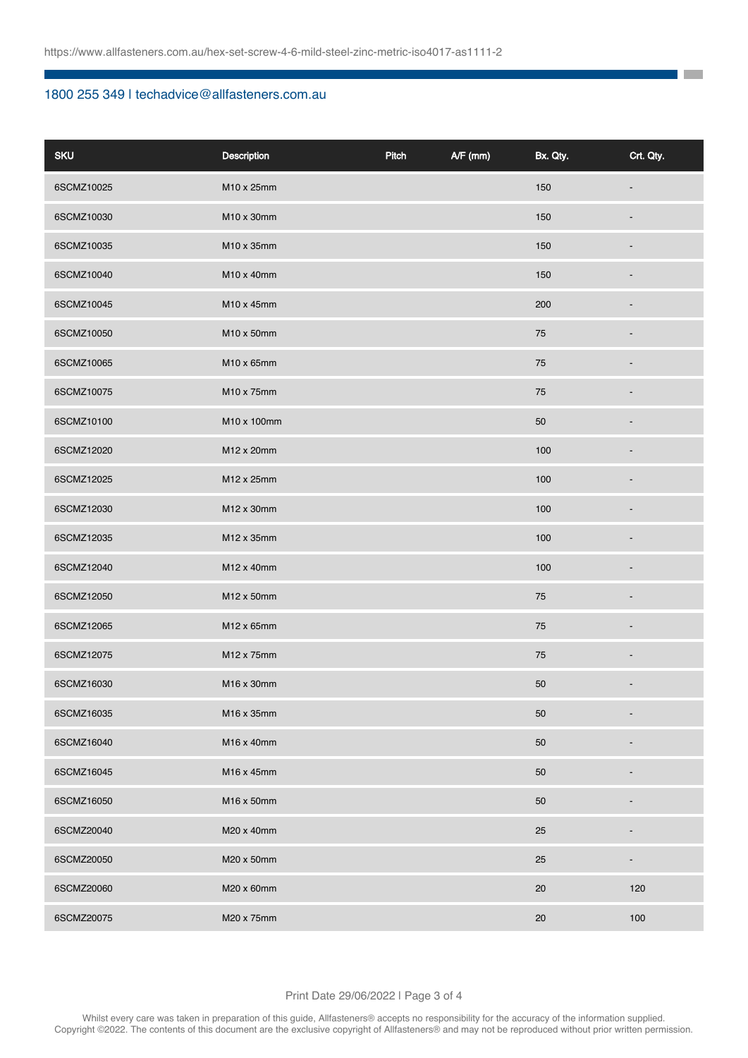| SKU | Description | Pitch | A/F (mm) | Bx. Qty. | Crt. Qty. |
|---|---|---|---|---|---|
| 6SCMZ10025 | M10 x 25mm | | | 150 | - |
| 6SCMZ10030 | M10 x 30mm | | | 150 | - |
| 6SCMZ10035 | M10 x 35mm | | | 150 | - |
| 6SCMZ10040 | M10 x 40mm | | | 150 | - |
| 6SCMZ10045 | M10 x 45mm | | | 200 | - |
| 6SCMZ10050 | M10 x 50mm | | | 75 | - |
| 6SCMZ10065 | M10 x 65mm | | | 75 | - |
| 6SCMZ10075 | M10 x 75mm | | | 75 | - |
| 6SCMZ10100 | M10 x 100mm | | | 50 | - |
| 6SCMZ12020 | M12 x 20mm | | | 100 | - |
| 6SCMZ12025 | M12 x 25mm | | | 100 | - |
| 6SCMZ12030 | M12 x 30mm | | | 100 | - |
| 6SCMZ12035 | M12 x 35mm | | | 100 | - |
| 6SCMZ12040 | M12 x 40mm | | | 100 | - |
| 6SCMZ12050 | M12 x 50mm | | | 75 | - |
| 6SCMZ12065 | M12 x 65mm | | | 75 | - |
| 6SCMZ12075 | M12 x 75mm | | | 75 | - |
| 6SCMZ16030 | M16 x 30mm | | | 50 | - |
| 6SCMZ16035 | M16 x 35mm | | | 50 | - |
| 6SCMZ16040 | M16 x 40mm | | | 50 | - |
| 6SCMZ16045 | M16 x 45mm | | | 50 | - |
| 6SCMZ16050 | M16 x 50mm | | | 50 | - |
| 6SCMZ20040 | M20 x 40mm | | | 25 | - |
| 6SCMZ20050 | M20 x 50mm | | | 25 | - |
| 6SCMZ20060 | M20 x 60mm | | | 20 | 120 |
| 6SCMZ20075 | M20 x 75mm | | | 20 | 100 |

Whilst every care was taken in preparation of this guide, Allfasteners® accepts no responsibility for the accuracy of the information supplied. Copyright ©2022. The contents of this document are the exclusive copyright of Allfasteners® and may not be reproduced without prior written permission.